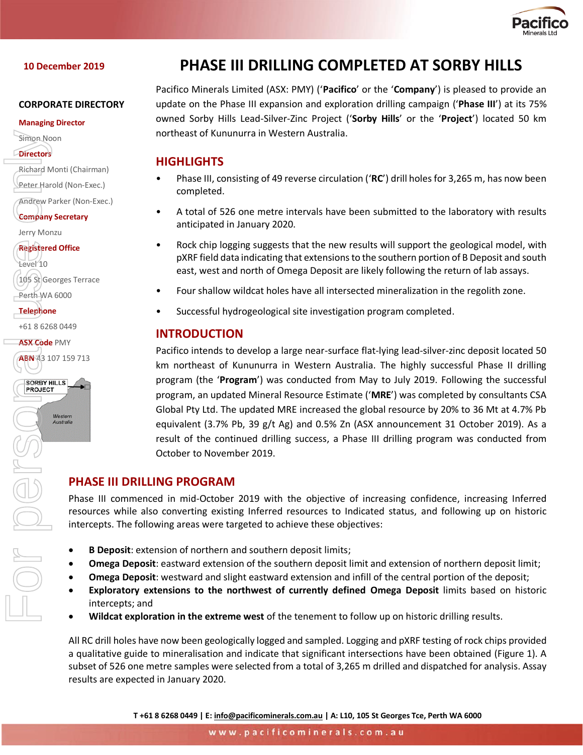10 December 2019

# PHASE III DRILLING COMPLETED AT SORBY HILLS

**CORPORATE DIRECTORY**

**Managing Director**
Simon Noon

**Directors**
Richard Monti (Chairman)
Peter Harold (Non-Exec.)
Andrew Parker (Non-Exec.)

**Company Secretary**
Jerry Monzu

**Registered Office**
Level 10
105 St Georges Terrace
Perth WA 6000

**Telephone**
+61 8 6268 0449

**ASX Code** PMY

**ABN** 43 107 159 713

Pacifico Minerals Limited (ASX: PMY) ('**Pacifico**' or the '**Company**') is pleased to provide an update on the Phase III expansion and exploration drilling campaign ('**Phase III**') at its 75% owned Sorby Hills Lead-Silver-Zinc Project ('**Sorby Hills**' or the '**Project**') located 50 km northeast of Kununurra in Western Australia.

## HIGHLIGHTS

- Phase III, consisting of 49 reverse circulation ('**RC**') drill holes for 3,265 m, has now been completed.
- A total of 526 one metre intervals have been submitted to the laboratory with results anticipated in January 2020.
- Rock chip logging suggests that the new results will support the geological model, with pXRF field data indicating that extensions to the southern portion of B Deposit and south east, west and north of Omega Deposit are likely following the return of lab assays.
- Four shallow wildcat holes have all intersected mineralization in the regolith zone.
- Successful hydrogeological site investigation program completed.

## INTRODUCTION

Pacifico intends to develop a large near-surface flat-lying lead-silver-zinc deposit located 50 km northeast of Kununurra in Western Australia. The highly successful Phase II drilling program (the '**Program**') was conducted from May to July 2019. Following the successful program, an updated Mineral Resource Estimate ('**MRE**') was completed by consultants CSA Global Pty Ltd. The updated MRE increased the global resource by 20% to 36 Mt at 4.7% Pb equivalent (3.7% Pb, 39 g/t Ag) and 0.5% Zn (ASX announcement 31 October 2019). As a result of the continued drilling success, a Phase III drilling program was conducted from October to November 2019.

## PHASE III DRILLING PROGRAM

Phase III commenced in mid-October 2019 with the objective of increasing confidence, increasing Inferred resources while also converting existing Inferred resources to Indicated status, and following up on historic intercepts. The following areas were targeted to achieve these objectives:

- **B Deposit**: extension of northern and southern deposit limits;
- **Omega Deposit**: eastward extension of the southern deposit limit and extension of northern deposit limit;
- **Omega Deposit**: westward and slight eastward extension and infill of the central portion of the deposit;
- **Exploratory extensions to the northwest of currently defined Omega Deposit** limits based on historic intercepts; and
- **Wildcat exploration in the extreme west** of the tenement to follow up on historic drilling results.

All RC drill holes have now been geologically logged and sampled. Logging and pXRF testing of rock chips provided a qualitative guide to mineralisation and indicate that significant intersections have been obtained (Figure 1). A subset of 526 one metre samples were selected from a total of 3,265 m drilled and dispatched for analysis. Assay results are expected in January 2020.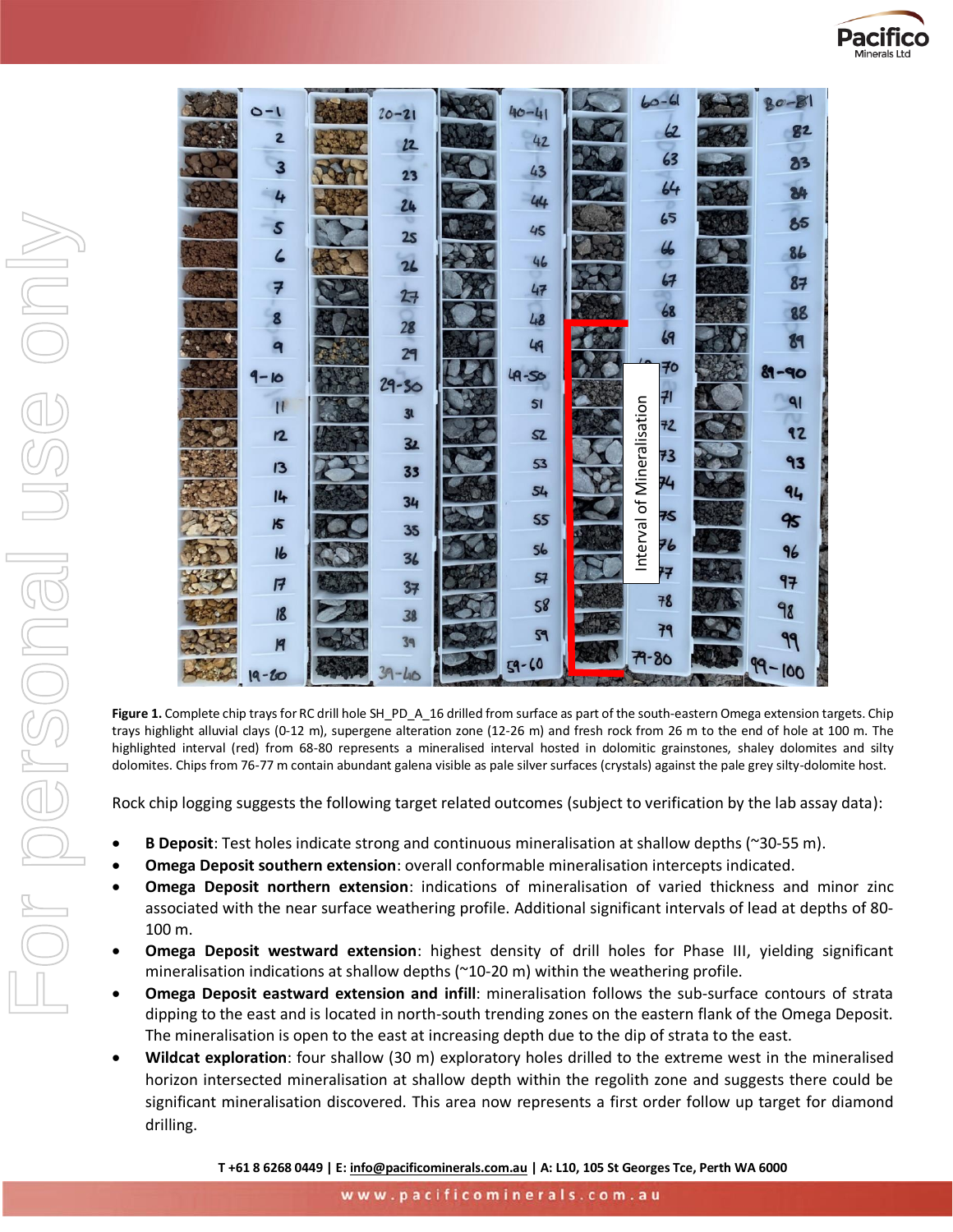**Figure 1.** Complete chip trays for RC drill hole SH_PD_A_16 drilled from surface as part of the south-eastern Omega extension targets. Chip trays highlight alluvial clays (0-12 m), supergene alteration zone (12-26 m) and fresh rock from 26 m to the end of hole at 100 m. The highlighted interval (red) from 68-80 represents a mineralised interval hosted in dolomitic grainstones, shaley dolomites and silty dolomites. Chips from 76-77 m contain abundant galena visible as pale silver surfaces (crystals) against the pale grey silty-dolomite host.

Rock chip logging suggests the following target related outcomes (subject to verification by the lab assay data):

- **B Deposit**: Test holes indicate strong and continuous mineralisation at shallow depths (~30-55 m).
- **Omega Deposit southern extension**: overall conformable mineralisation intercepts indicated.
- **Omega Deposit northern extension**: indications of mineralisation of varied thickness and minor zinc associated with the near surface weathering profile. Additional significant intervals of lead at depths of 80-100 m.
- **Omega Deposit westward extension**: highest density of drill holes for Phase III, yielding significant mineralisation indications at shallow depths (~10-20 m) within the weathering profile.
- **Omega Deposit eastward extension and infill**: mineralisation follows the sub-surface contours of strata dipping to the east and is located in north-south trending zones on the eastern flank of the Omega Deposit. The mineralisation is open to the east at increasing depth due to the dip of strata to the east.
- **Wildcat exploration**: four shallow (30 m) exploratory holes drilled to the extreme west in the mineralised horizon intersected mineralisation at shallow depth within the regolith zone and suggests there could be significant mineralisation discovered. This area now represents a first order follow up target for diamond drilling.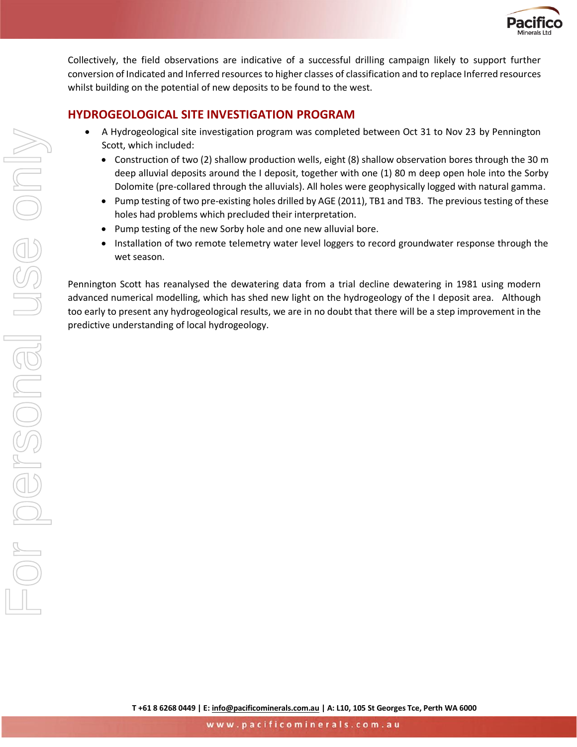Collectively, the field observations are indicative of a successful drilling campaign likely to support further conversion of Indicated and Inferred resources to higher classes of classification and to replace Inferred resources whilst building on the potential of new deposits to be found to the west.

## HYDROGEOLOGICAL SITE INVESTIGATION PROGRAM

- A Hydrogeological site investigation program was completed between Oct 31 to Nov 23 by Pennington Scott, which included:
  - Construction of two (2) shallow production wells, eight (8) shallow observation bores through the 30 m deep alluvial deposits around the I deposit, together with one (1) 80 m deep open hole into the Sorby Dolomite (pre-collared through the alluvials). All holes were geophysically logged with natural gamma.
  - Pump testing of two pre-existing holes drilled by AGE (2011), TB1 and TB3. The previous testing of these holes had problems which precluded their interpretation.
  - Pump testing of the new Sorby hole and one new alluvial bore.
  - Installation of two remote telemetry water level loggers to record groundwater response through the wet season.

Pennington Scott has reanalysed the dewatering data from a trial decline dewatering in 1981 using modern advanced numerical modelling, which has shed new light on the hydrogeology of the I deposit area. Although too early to present any hydrogeological results, we are in no doubt that there will be a step improvement in the predictive understanding of local hydrogeology.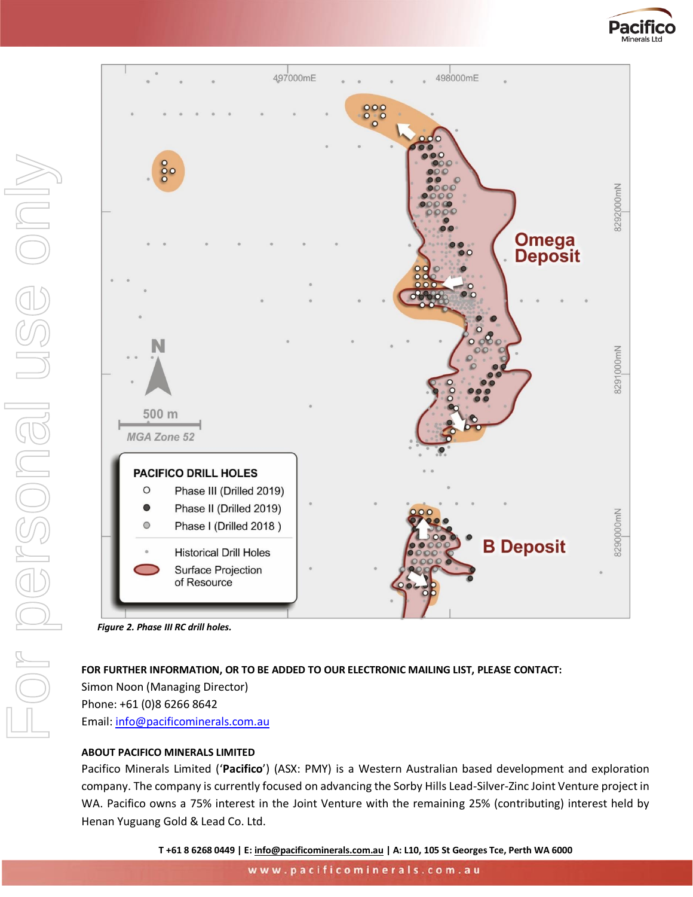*Figure 2. Phase III RC drill holes.*

**FOR FURTHER INFORMATION, OR TO BE ADDED TO OUR ELECTRONIC MAILING LIST, PLEASE CONTACT:**

Simon Noon (Managing Director)
Phone: +61 (0)8 6266 8642
Email: info@pacificominerals.com.au

**ABOUT PACIFICO MINERALS LIMITED**

Pacifico Minerals Limited ('**Pacifico**') (ASX: PMY) is a Western Australian based development and exploration company. The company is currently focused on advancing the Sorby Hills Lead-Silver-Zinc Joint Venture project in WA. Pacifico owns a 75% interest in the Joint Venture with the remaining 25% (contributing) interest held by Henan Yuguang Gold & Lead Co. Ltd.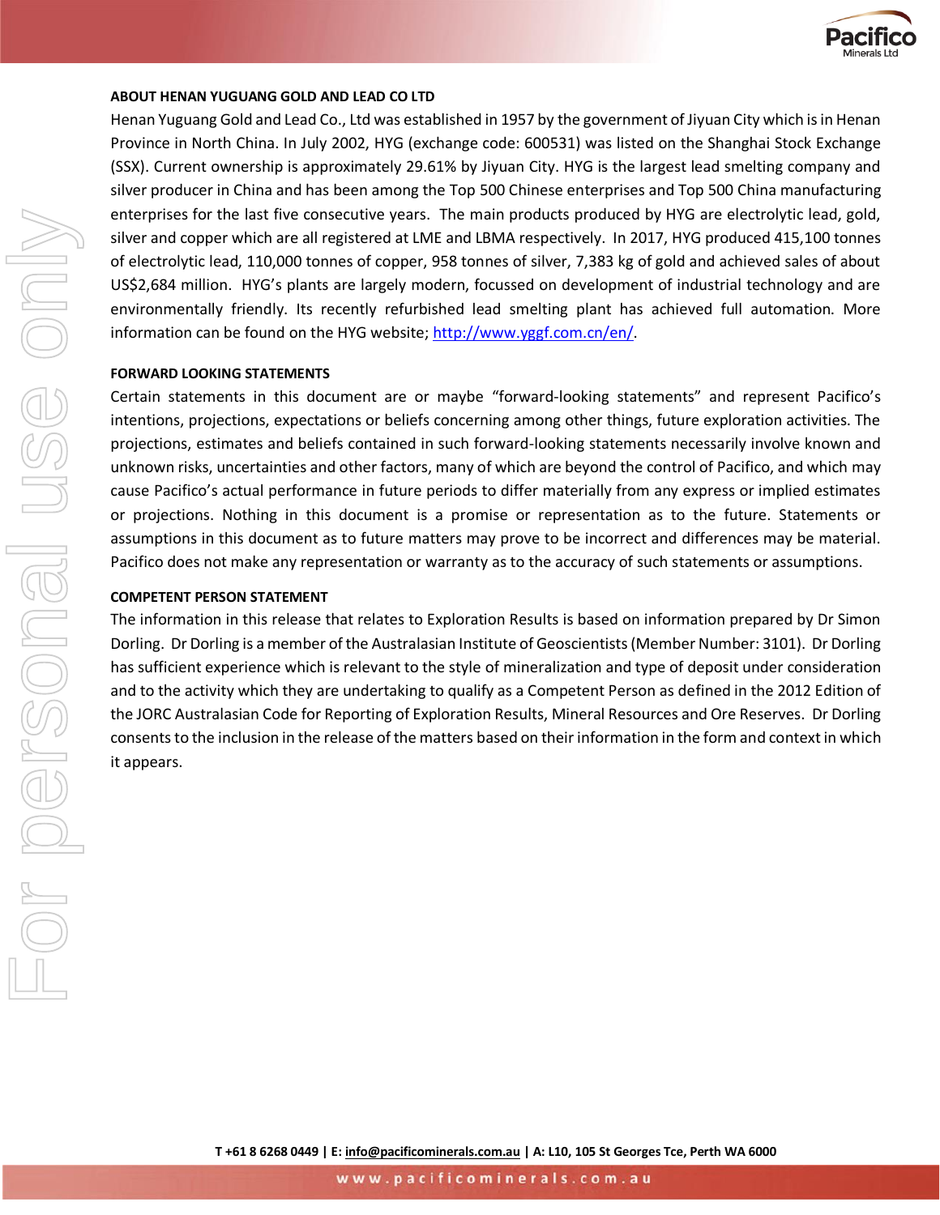### ABOUT HENAN YUGUANG GOLD AND LEAD CO LTD

Henan Yuguang Gold and Lead Co., Ltd was established in 1957 by the government of Jiyuan City which is in Henan Province in North China. In July 2002, HYG (exchange code: 600531) was listed on the Shanghai Stock Exchange (SSX). Current ownership is approximately 29.61% by Jiyuan City. HYG is the largest lead smelting company and silver producer in China and has been among the Top 500 Chinese enterprises and Top 500 China manufacturing enterprises for the last five consecutive years. The main products produced by HYG are electrolytic lead, gold, silver and copper which are all registered at LME and LBMA respectively. In 2017, HYG produced 415,100 tonnes of electrolytic lead, 110,000 tonnes of copper, 958 tonnes of silver, 7,383 kg of gold and achieved sales of about US$2,684 million. HYG's plants are largely modern, focussed on development of industrial technology and are environmentally friendly. Its recently refurbished lead smelting plant has achieved full automation. More information can be found on the HYG website; [http://www.yggf.com.cn/en/](http://www.yggf.com.cn/en/).

### FORWARD LOOKING STATEMENTS

Certain statements in this document are or maybe "forward-looking statements" and represent Pacifico's intentions, projections, expectations or beliefs concerning among other things, future exploration activities. The projections, estimates and beliefs contained in such forward-looking statements necessarily involve known and unknown risks, uncertainties and other factors, many of which are beyond the control of Pacifico, and which may cause Pacifico's actual performance in future periods to differ materially from any express or implied estimates or projections. Nothing in this document is a promise or representation as to the future. Statements or assumptions in this document as to future matters may prove to be incorrect and differences may be material. Pacifico does not make any representation or warranty as to the accuracy of such statements or assumptions.

### COMPETENT PERSON STATEMENT

The information in this release that relates to Exploration Results is based on information prepared by Dr Simon Dorling. Dr Dorling is a member of the Australasian Institute of Geoscientists (Member Number: 3101). Dr Dorling has sufficient experience which is relevant to the style of mineralization and type of deposit under consideration and to the activity which they are undertaking to qualify as a Competent Person as defined in the 2012 Edition of the JORC Australasian Code for Reporting of Exploration Results, Mineral Resources and Ore Reserves. Dr Dorling consents to the inclusion in the release of the matters based on their information in the form and context in which it appears.